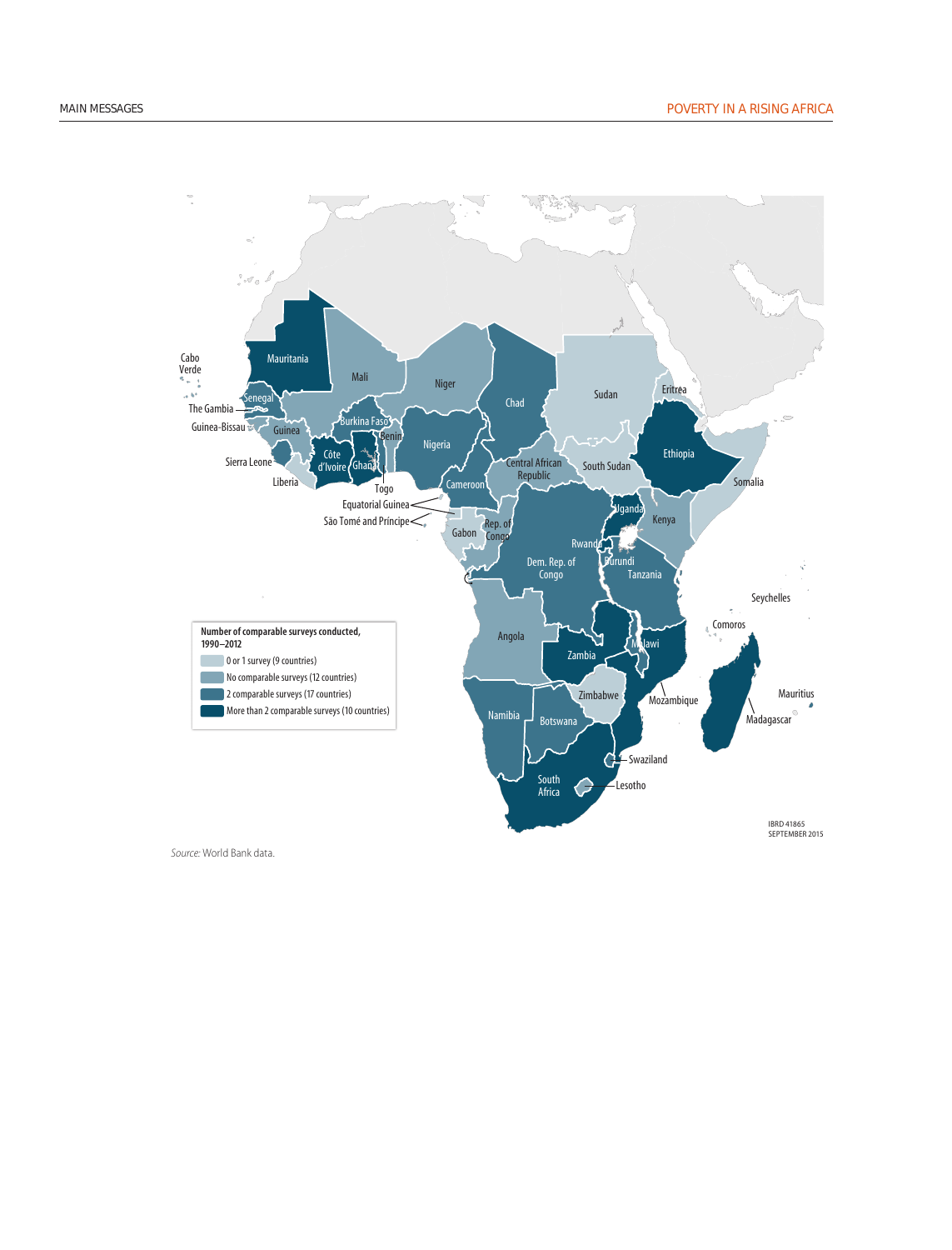Number of comparable surveys conducted, 1990–2012

- 0 or 1 survey (9 countries)
- No comparable surveys (12 countries)
- 2 comparable surveys (17 countries)
- More than 2 comparable surveys (10 countries)

Mauritania, Mali, Niger, Chad, Sudan, Eritrea, Cabo Verde, Senegal, The Gambia, Guinea-Bissau, Guinea, Burkina Faso, Benin, Nigeria, Sierra Leone, Côte d'Ivoire, Ghana, Liberia, Togo, Equatorial Guinea, São Tomé and Príncipe, Cameroon, Central African Republic, South Sudan, Ethiopia, Somalia, Gabon, Rep. of Congo, Uganda, Kenya, Rwanda, Burundi, Dem. Rep. of Congo, Tanzania, Seychelles, Comoros, Angola, Zambia, Malawi, Mozambique, Zimbabwe, Namibia, Botswana, Mauritius, Madagascar, Swaziland, Lesotho, South Africa

IBRD 41865
SEPTEMBER 2015

*Source:* World Bank data.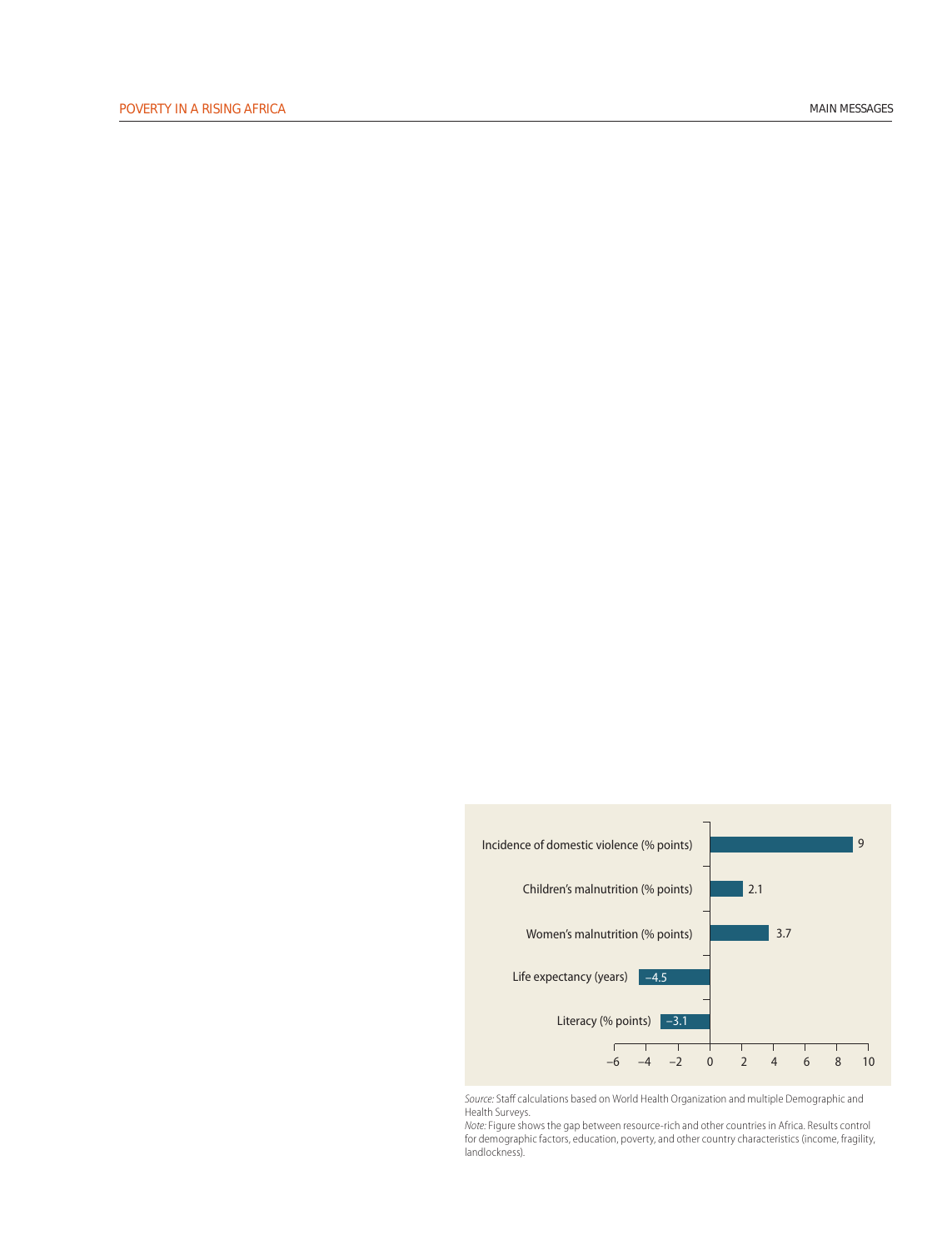| | |
|---|---|
| Incidence of domestic violence (% points) | 9 |
| Children's malnutrition (% points) | 2.1 |
| Women's malnutrition (% points) | 3.7 |
| Life expectancy (years) | −4.5 |
| Literacy (% points) | −3.1 |

*Source:* Staff calculations based on World Health Organization and multiple Demographic and Health Surveys.

*Note:* Figure shows the gap between resource-rich and other countries in Africa. Results control for demographic factors, education, poverty, and other country characteristics (income, fragility, landlockness).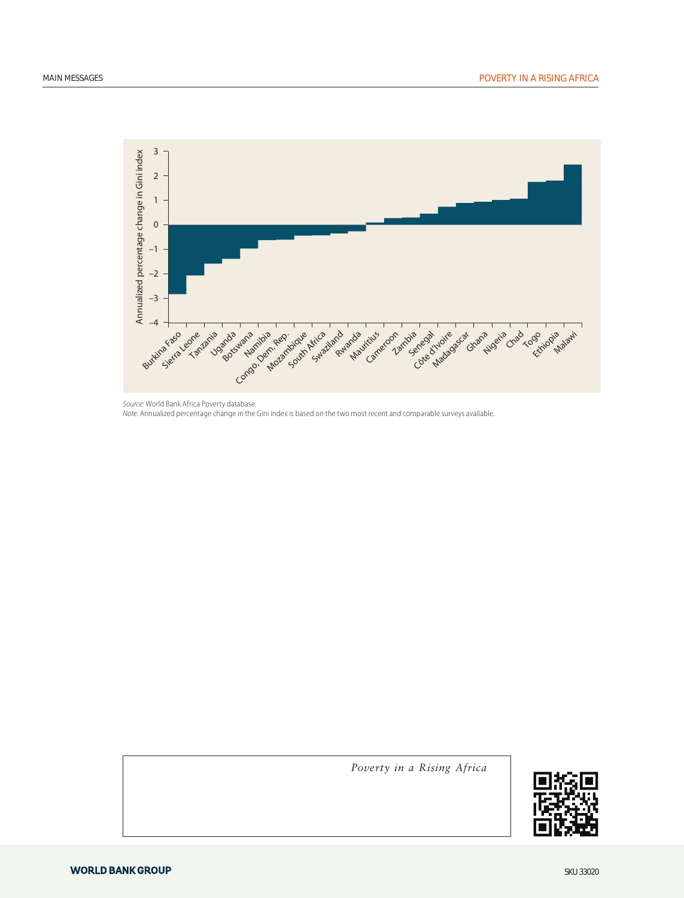Annualized percentage change in Gini index

3
2
1
0
−1
−2
−3
−4

Burkina Faso
Sierra Leone
Tanzania
Uganda
Botswana
Namibia
Congo, Dem. Rep.
Mozambique
South Africa
Swaziland
Rwanda
Mauritius
Cameroon
Zambia
Senegal
Côte d'Ivoire
Madagascar
Ghana
Nigeria
Chad
Togo
Ethiopia
Malawi

*Source:* World Bank Africa Poverty database.
*Note:* Annualized percentage change in the Gini index is based on the two most recent and comparable surveys available.

*Poverty in a Rising Africa*

**WORLD BANK GROUP**

SKU 33020